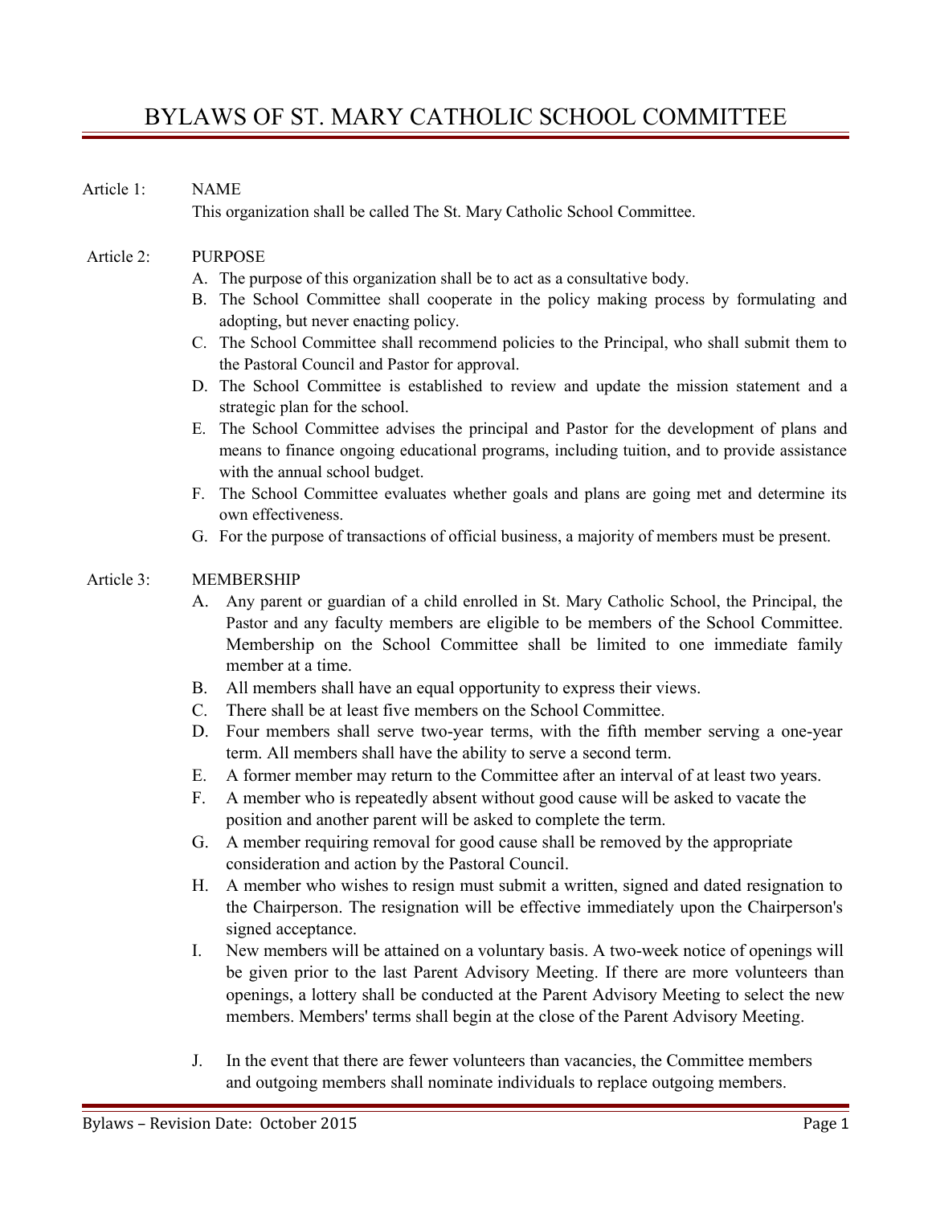# BYLAWS OF ST. MARY CATHOLIC SCHOOL COMMITTEE

**Article 1: NAME**

This organization shall be called The St. Mary Catholic School Committee.

**Article 2: PURPOSE**

A. The purpose of this organization shall be to act as a consultative body.
B. The School Committee shall cooperate in the policy making process by formulating and adopting, but never enacting policy.
C. The School Committee shall recommend policies to the Principal, who shall submit them to the Pastoral Council and Pastor for approval.
D. The School Committee is established to review and update the mission statement and a strategic plan for the school.
E. The School Committee advises the principal and Pastor for the development of plans and means to finance ongoing educational programs, including tuition, and to provide assistance with the annual school budget.
F. The School Committee evaluates whether goals and plans are going met and determine its own effectiveness.
G. For the purpose of transactions of official business, a majority of members must be present.

**Article 3: MEMBERSHIP**

A. Any parent or guardian of a child enrolled in St. Mary Catholic School, the Principal, the Pastor and any faculty members are eligible to be members of the School Committee. Membership on the School Committee shall be limited to one immediate family member at a time.
B. All members shall have an equal opportunity to express their views.
C. There shall be at least five members on the School Committee.
D. Four members shall serve two-year terms, with the fifth member serving a one-year term. All members shall have the ability to serve a second term.
E. A former member may return to the Committee after an interval of at least two years.
F. A member who is repeatedly absent without good cause will be asked to vacate the position and another parent will be asked to complete the term.
G. A member requiring removal for good cause shall be removed by the appropriate consideration and action by the Pastoral Council.
H. A member who wishes to resign must submit a written, signed and dated resignation to the Chairperson. The resignation will be effective immediately upon the Chairperson's signed acceptance.
I. New members will be attained on a voluntary basis. A two-week notice of openings will be given prior to the last Parent Advisory Meeting. If there are more volunteers than openings, a lottery shall be conducted at the Parent Advisory Meeting to select the new members. Members' terms shall begin at the close of the Parent Advisory Meeting.
J. In the event that there are fewer volunteers than vacancies, the Committee members and outgoing members shall nominate individuals to replace outgoing members.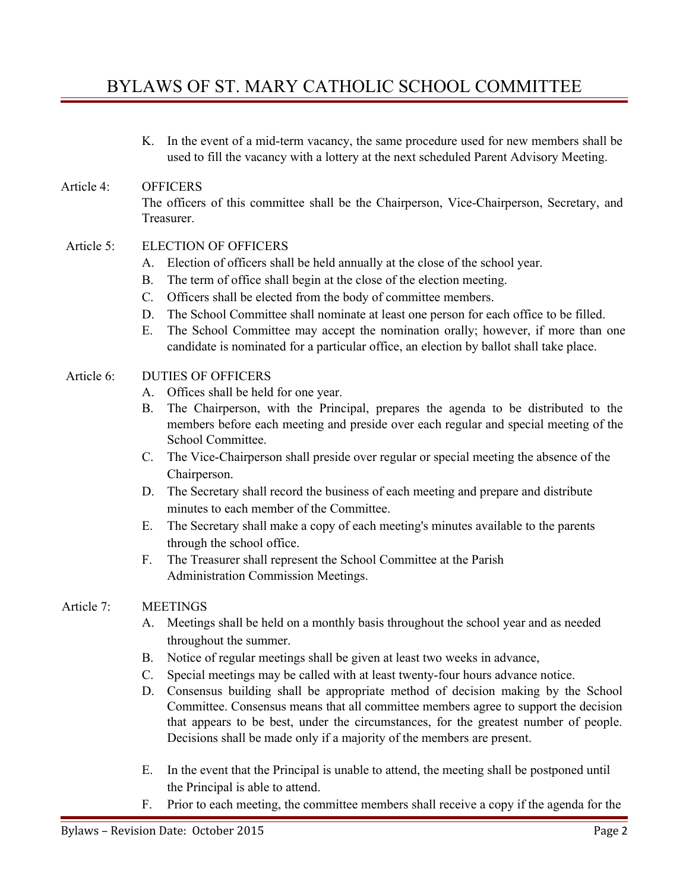K. In the event of a mid-term vacancy, the same procedure used for new members shall be used to fill the vacancy with a lottery at the next scheduled Parent Advisory Meeting.

**Article 4: OFFICERS**

The officers of this committee shall be the Chairperson, Vice-Chairperson, Secretary, and Treasurer.

**Article 5: ELECTION OF OFFICERS**

A. Election of officers shall be held annually at the close of the school year.
B. The term of office shall begin at the close of the election meeting.
C. Officers shall be elected from the body of committee members.
D. The School Committee shall nominate at least one person for each office to be filled.
E. The School Committee may accept the nomination orally; however, if more than one candidate is nominated for a particular office, an election by ballot shall take place.

**Article 6: DUTIES OF OFFICERS**

A. Offices shall be held for one year.
B. The Chairperson, with the Principal, prepares the agenda to be distributed to the members before each meeting and preside over each regular and special meeting of the School Committee.
C. The Vice-Chairperson shall preside over regular or special meeting the absence of the Chairperson.
D. The Secretary shall record the business of each meeting and prepare and distribute minutes to each member of the Committee.
E. The Secretary shall make a copy of each meeting's minutes available to the parents through the school office.
F. The Treasurer shall represent the School Committee at the Parish Administration Commission Meetings.

**Article 7: MEETINGS**

A. Meetings shall be held on a monthly basis throughout the school year and as needed throughout the summer.
B. Notice of regular meetings shall be given at least two weeks in advance,
C. Special meetings may be called with at least twenty-four hours advance notice.
D. Consensus building shall be appropriate method of decision making by the School Committee. Consensus means that all committee members agree to support the decision that appears to be best, under the circumstances, for the greatest number of people. Decisions shall be made only if a majority of the members are present.

E. In the event that the Principal is unable to attend, the meeting shall be postponed until the Principal is able to attend.
F. Prior to each meeting, the committee members shall receive a copy if the agenda for the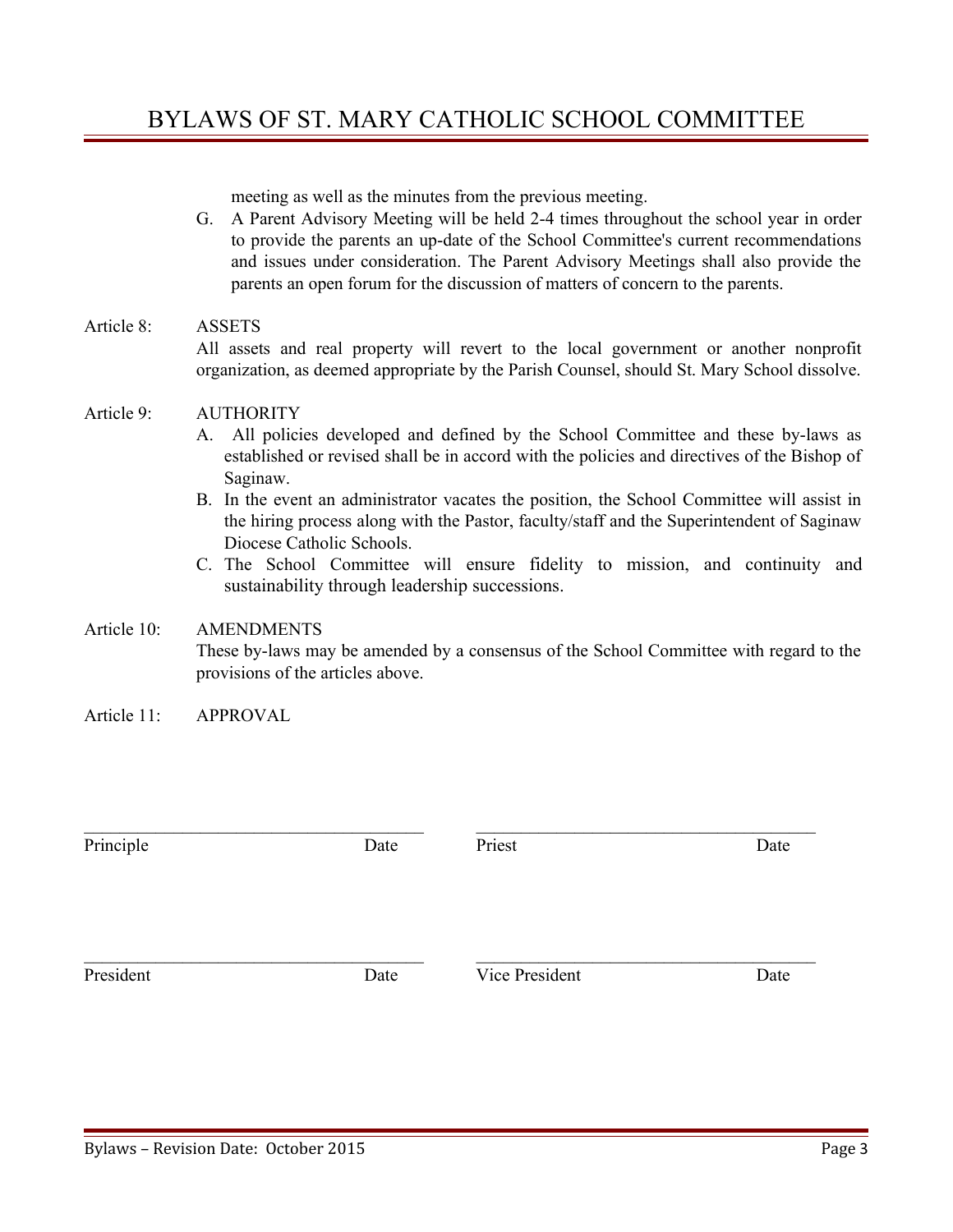meeting as well as the minutes from the previous meeting.

G. A Parent Advisory Meeting will be held 2-4 times throughout the school year in order to provide the parents an up-date of the School Committee's current recommendations and issues under consideration. The Parent Advisory Meetings shall also provide the parents an open forum for the discussion of matters of concern to the parents.

Article 8: ASSETS

All assets and real property will revert to the local government or another nonprofit organization, as deemed appropriate by the Parish Counsel, should St. Mary School dissolve.

Article 9: AUTHORITY

A. All policies developed and defined by the School Committee and these by-laws as established or revised shall be in accord with the policies and directives of the Bishop of Saginaw.

B. In the event an administrator vacates the position, the School Committee will assist in the hiring process along with the Pastor, faculty/staff and the Superintendent of Saginaw Diocese Catholic Schools.

C. The School Committee will ensure fidelity to mission, and continuity and sustainability through leadership successions.

Article 10: AMENDMENTS

These by-laws may be amended by a consensus of the School Committee with regard to the provisions of the articles above.

Article 11: APPROVAL

\_\_\_\_\_\_\_\_\_\_\_\_\_\_\_\_\_\_\_\_\_\_\_\_\_\_\_\_\_\_\_\_\_\_\_\_\_\_ 
Principle Date

\_\_\_\_\_\_\_\_\_\_\_\_\_\_\_\_\_\_\_\_\_\_\_\_\_\_\_\_\_\_\_\_\_\_\_\_\_\_ 
Priest Date

\_\_\_\_\_\_\_\_\_\_\_\_\_\_\_\_\_\_\_\_\_\_\_\_\_\_\_\_\_\_\_\_\_\_\_\_\_\_ 
President Date

\_\_\_\_\_\_\_\_\_\_\_\_\_\_\_\_\_\_\_\_\_\_\_\_\_\_\_\_\_\_\_\_\_\_\_\_\_\_ 
Vice President Date